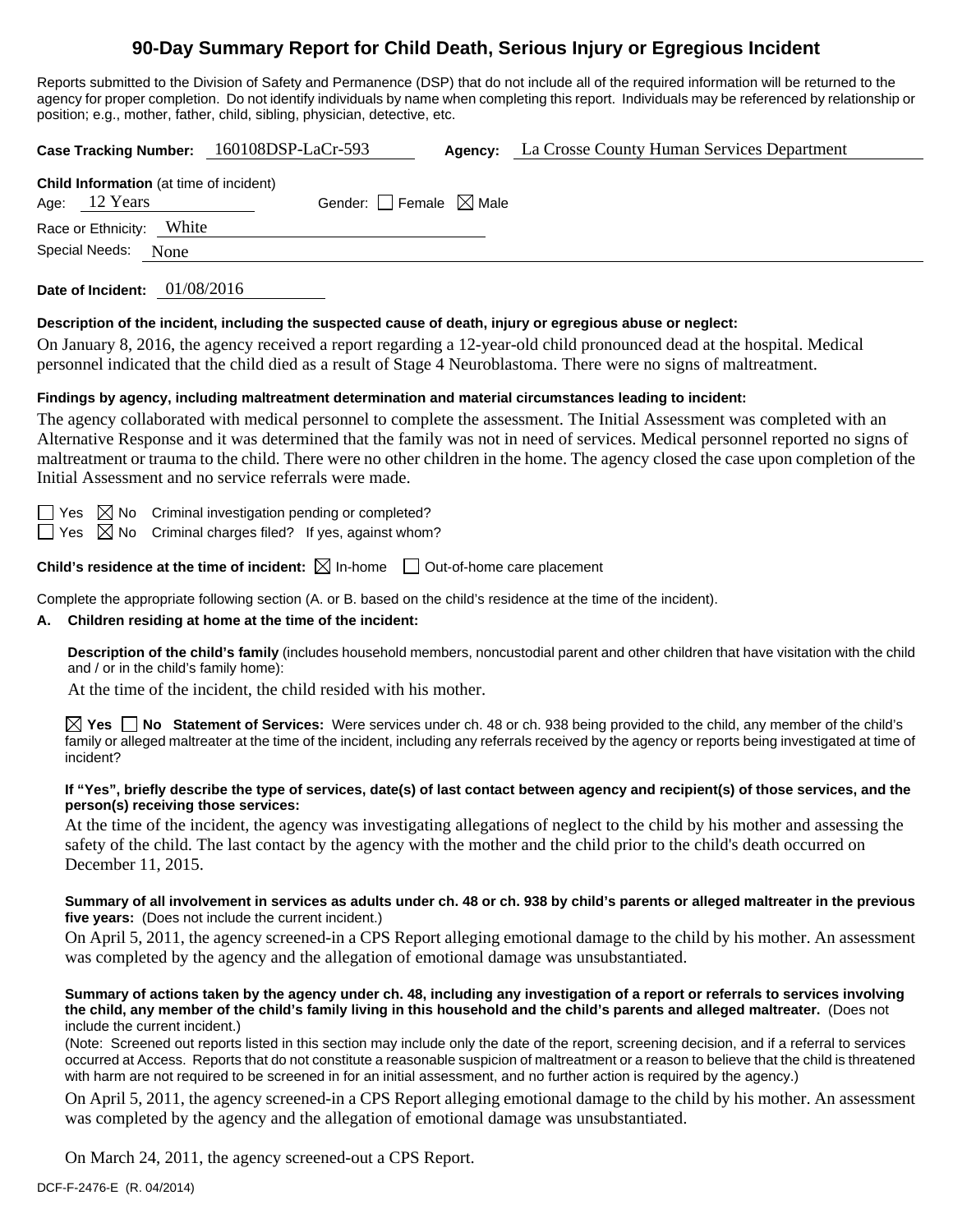# 90-Day Summary Report for Child Death, Serious Injury or Egregious Incident

Reports submitted to the Division of Safety and Permanence (DSP) that do not include all of the required information will be returned to the agency for proper completion. Do not identify individuals by name when completing this report. Individuals may be referenced by relationship or position; e.g., mother, father, child, sibling, physician, detective, etc.

**Case Tracking Number:** 160108DSP-LaCr-593 **Agency:** La Crosse County Human Services Department

**Child Information** (at time of incident)
Age: 12 Years Gender: ☐ Female ☒ Male
Race or Ethnicity: White
Special Needs: None

**Date of Incident:** 01/08/2016

**Description of the incident, including the suspected cause of death, injury or egregious abuse or neglect:**

On January 8, 2016, the agency received a report regarding a 12-year-old child pronounced dead at the hospital. Medical personnel indicated that the child died as a result of Stage 4 Neuroblastoma. There were no signs of maltreatment.

**Findings by agency, including maltreatment determination and material circumstances leading to incident:**

The agency collaborated with medical personnel to complete the assessment. The Initial Assessment was completed with an Alternative Response and it was determined that the family was not in need of services. Medical personnel reported no signs of maltreatment or trauma to the child. There were no other children in the home. The agency closed the case upon completion of the Initial Assessment and no service referrals were made.

☐ Yes ☒ No Criminal investigation pending or completed?
☐ Yes ☒ No Criminal charges filed? If yes, against whom?

**Child's residence at the time of incident:** ☒ In-home ☐ Out-of-home care placement

Complete the appropriate following section (A. or B. based on the child's residence at the time of the incident).

**A. Children residing at home at the time of the incident:**

**Description of the child's family** (includes household members, noncustodial parent and other children that have visitation with the child and / or in the child's family home):

At the time of the incident, the child resided with his mother.

☒ **Yes** ☐ **No Statement of Services:** Were services under ch. 48 or ch. 938 being provided to the child, any member of the child's family or alleged maltreater at the time of the incident, including any referrals received by the agency or reports being investigated at time of incident?

**If "Yes", briefly describe the type of services, date(s) of last contact between agency and recipient(s) of those services, and the person(s) receiving those services:**

At the time of the incident, the agency was investigating allegations of neglect to the child by his mother and assessing the safety of the child. The last contact by the agency with the mother and the child prior to the child's death occurred on December 11, 2015.

**Summary of all involvement in services as adults under ch. 48 or ch. 938 by child's parents or alleged maltreater in the previous five years:** (Does not include the current incident.)

On April 5, 2011, the agency screened-in a CPS Report alleging emotional damage to the child by his mother. An assessment was completed by the agency and the allegation of emotional damage was unsubstantiated.

**Summary of actions taken by the agency under ch. 48, including any investigation of a report or referrals to services involving the child, any member of the child's family living in this household and the child's parents and alleged maltreater.** (Does not include the current incident.)

(Note: Screened out reports listed in this section may include only the date of the report, screening decision, and if a referral to services occurred at Access. Reports that do not constitute a reasonable suspicion of maltreatment or a reason to believe that the child is threatened with harm are not required to be screened in for an initial assessment, and no further action is required by the agency.)

On April 5, 2011, the agency screened-in a CPS Report alleging emotional damage to the child by his mother. An assessment was completed by the agency and the allegation of emotional damage was unsubstantiated.

On March 24, 2011, the agency screened-out a CPS Report.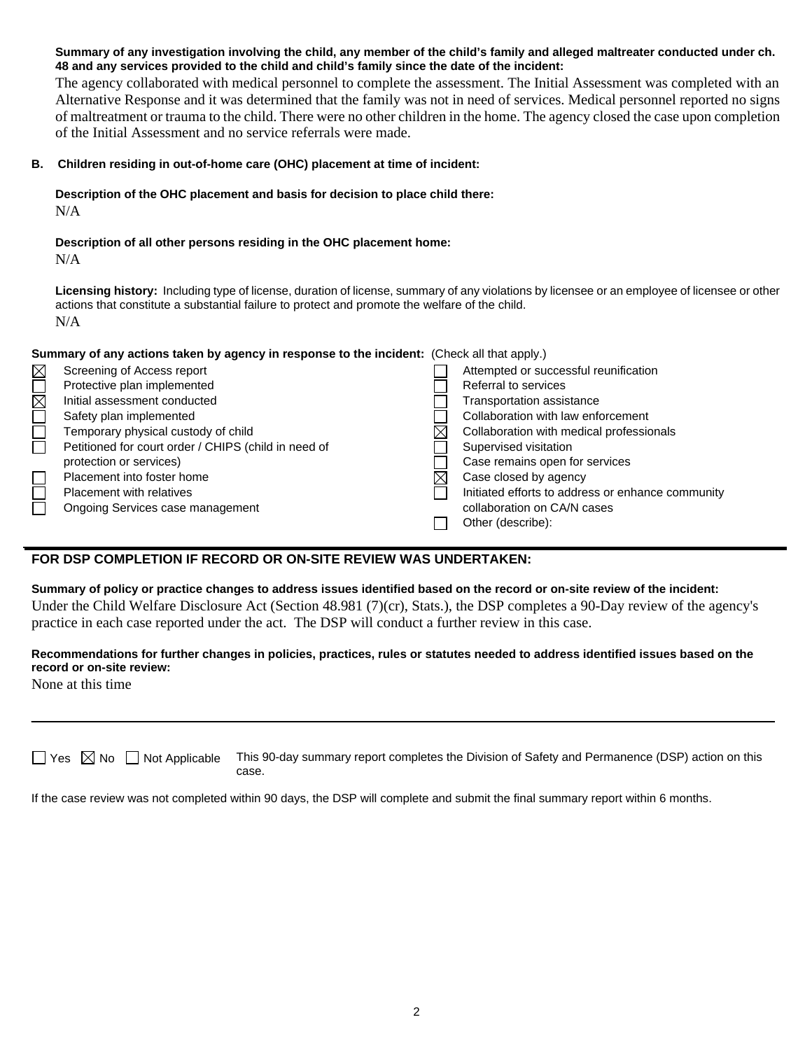**Summary of any investigation involving the child, any member of the child's family and alleged maltreater conducted under ch. 48 and any services provided to the child and child's family since the date of the incident:**

The agency collaborated with medical personnel to complete the assessment. The Initial Assessment was completed with an Alternative Response and it was determined that the family was not in need of services. Medical personnel reported no signs of maltreatment or trauma to the child. There were no other children in the home. The agency closed the case upon completion of the Initial Assessment and no service referrals were made.

**B. Children residing in out-of-home care (OHC) placement at time of incident:**

**Description of the OHC placement and basis for decision to place child there:**

N/A

**Description of all other persons residing in the OHC placement home:**

N/A

**Licensing history:** Including type of license, duration of license, summary of any violations by licensee or an employee of licensee or other actions that constitute a substantial failure to protect and promote the welfare of the child.

N/A

**Summary of any actions taken by agency in response to the incident:** (Check all that apply.)

- ☒ Screening of Access report
- ☐ Protective plan implemented
- ☒ Initial assessment conducted
- ☐ Safety plan implemented
- ☐ Temporary physical custody of child
- ☐ Petitioned for court order / CHIPS (child in need of protection or services)
- ☐ Placement into foster home
- ☐ Placement with relatives
- ☐ Ongoing Services case management
- ☐ Attempted or successful reunification
- ☐ Referral to services
- ☐ Transportation assistance
- ☐ Collaboration with law enforcement
- ☒ Collaboration with medical professionals
- ☐ Supervised visitation
- ☐ Case remains open for services
- ☒ Case closed by agency
- ☐ Initiated efforts to address or enhance community collaboration on CA/N cases
- ☐ Other (describe):

## FOR DSP COMPLETION IF RECORD OR ON-SITE REVIEW WAS UNDERTAKEN:

**Summary of policy or practice changes to address issues identified based on the record or on-site review of the incident:**

Under the Child Welfare Disclosure Act (Section 48.981 (7)(cr), Stats.), the DSP completes a 90-Day review of the agency's practice in each case reported under the act. The DSP will conduct a further review in this case.

**Recommendations for further changes in policies, practices, rules or statutes needed to address identified issues based on the record or on-site review:**

None at this time

☐ Yes ☒ No ☐ Not Applicable This 90-day summary report completes the Division of Safety and Permanence (DSP) action on this case.

If the case review was not completed within 90 days, the DSP will complete and submit the final summary report within 6 months.